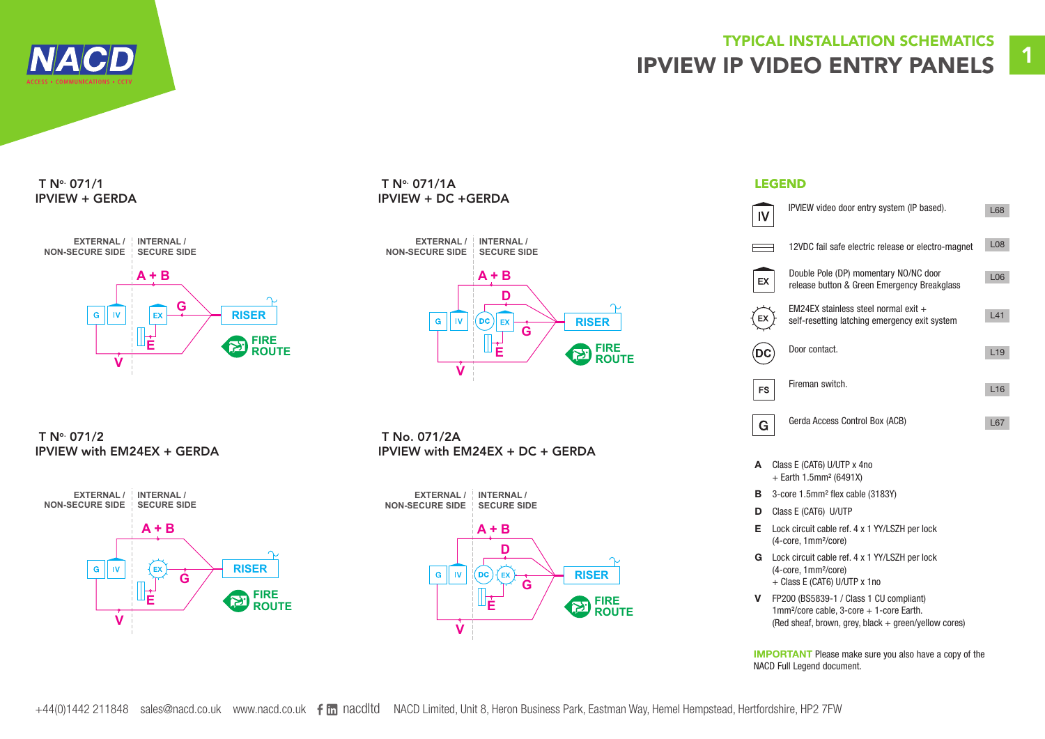## TYPICAL INSTALLATION SCHEMATICS

# IPVIEW IP VIDEO ENTRY PANELS

### T Nº 071/1
### IPVIEW + GERDA

EXTERNAL / NON-SECURE SIDE | INTERNAL / SECURE SIDE

A + B, G, E, V — G, IV, EX, RISER, FIRE ROUTE

### T Nº 071/1A
### IPVIEW + DC +GERDA

EXTERNAL / NON-SECURE SIDE | INTERNAL / SECURE SIDE

A + B, D, G, E, V — G, IV, DC, EX, RISER, FIRE ROUTE

### T Nº 071/2
### IPVIEW with EM24EX + GERDA

EXTERNAL / NON-SECURE SIDE | INTERNAL / SECURE SIDE

A + B, G, E, V — G, IV, EX, RISER, FIRE ROUTE

### T No. 071/2A
### IPVIEW with EM24EX + DC + GERDA

EXTERNAL / NON-SECURE SIDE | INTERNAL / SECURE SIDE

A + B, D, G, E, V — G, IV, DC, EX, RISER, FIRE ROUTE

## LEGEND

| Symbol | Description | Ref |
|---|---|---|
| IV | IPVIEW video door entry system (IP based). | L68 |
| | 12VDC fail safe electric release or electro-magnet | L08 |
| EX | Double Pole (DP) momentary NO/NC door release button & Green Emergency Breakglass | L06 |
| EX | EM24EX stainless steel normal exit + self-resetting latching emergency exit system | L41 |
| DC | Door contact. | L19 |
| FS | Fireman switch. | L16 |
| G | Gerda Access Control Box (ACB) | L67 |

**A** Class E (CAT6) U/UTP x 4no + Earth 1.5mm² (6491X)

**B** 3-core 1.5mm² flex cable (3183Y)

**D** Class E (CAT6) U/UTP

**E** Lock circuit cable ref. 4 x 1 YY/LSZH per lock (4-core, 1mm²/core)

**G** Lock circuit cable ref. 4 x 1 YY/LSZH per lock (4-core, 1mm²/core) + Class E (CAT6) U/UTP x 1no

**V** FP200 (BS5839-1 / Class 1 CU compliant) 1mm²/core cable, 3-core + 1-core Earth. (Red sheaf, brown, grey, black + green/yellow cores)

**IMPORTANT** Please make sure you also have a copy of the NACD Full Legend document.

+44(0)1442 211848 sales@nacd.co.uk www.nacd.co.uk nacdltd NACD Limited, Unit 8, Heron Business Park, Eastman Way, Hemel Hempstead, Hertfordshire, HP2 7FW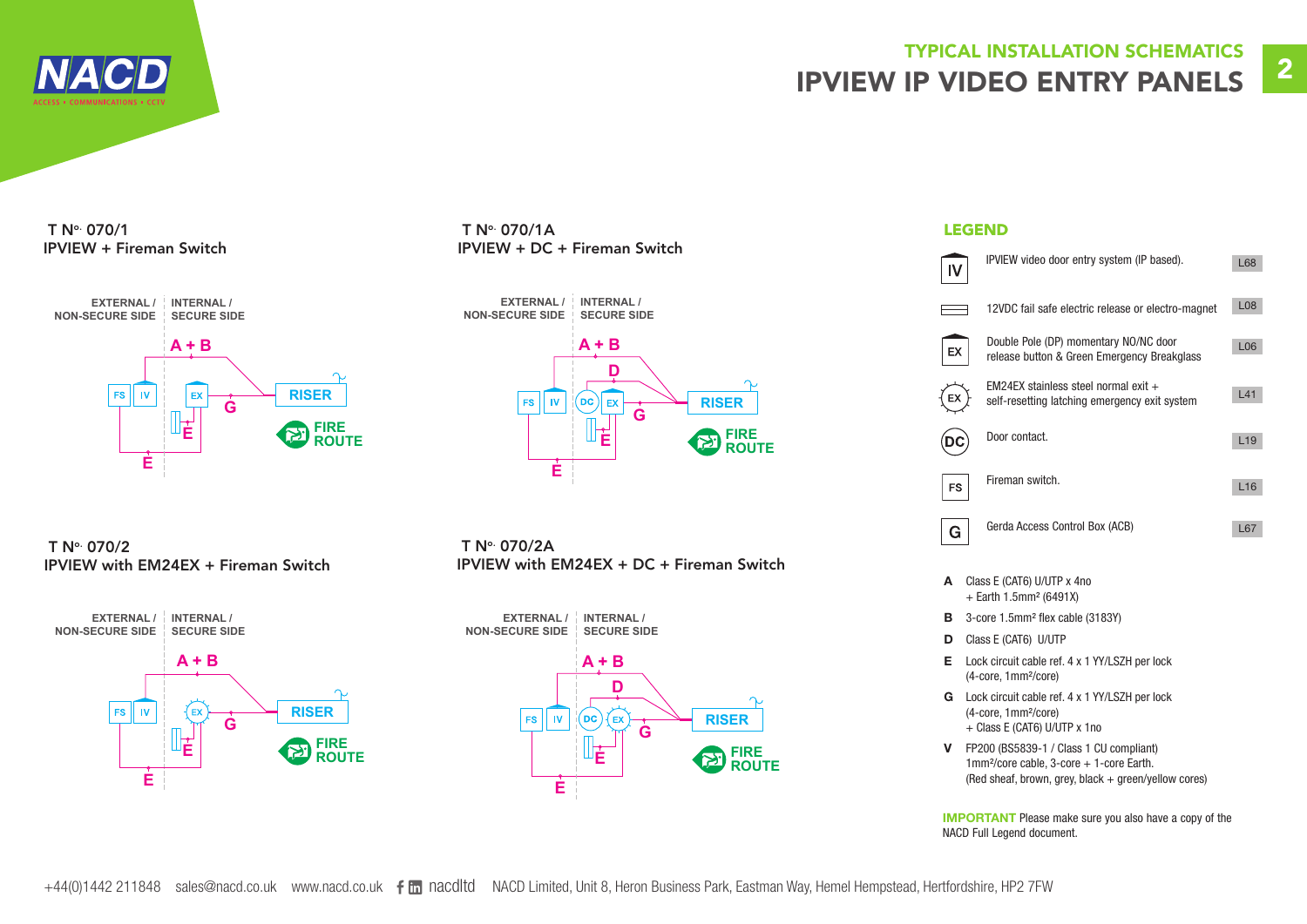## TYPICAL INSTALLATION SCHEMATICS
# IPVIEW IP VIDEO ENTRY PANELS

### T No. 070/1
IPVIEW + Fireman Switch

EXTERNAL / NON-SECURE SIDE
INTERNAL / SECURE SIDE
A + B
FS IV EX
G
RISER
E
E
FIRE ROUTE

### T No. 070/1A
IPVIEW + DC + Fireman Switch

EXTERNAL / NON-SECURE SIDE
INTERNAL / SECURE SIDE
A + B
D
FS IV DC EX
G
RISER
E
E
FIRE ROUTE

### T No. 070/2
IPVIEW with EM24EX + Fireman Switch

EXTERNAL / NON-SECURE SIDE
INTERNAL / SECURE SIDE
A + B
FS IV EX
G
RISER
E
E
FIRE ROUTE

### T No. 070/2A
IPVIEW with EM24EX + DC + Fireman Switch

EXTERNAL / NON-SECURE SIDE
INTERNAL / SECURE SIDE
A + B
D
FS IV DC EX
G
RISER
E
E
FIRE ROUTE

## LEGEND

| Symbol | Description | Ref |
|---|---|---|
| IV | IPVIEW video door entry system (IP based). | L68 |
| | 12VDC fail safe electric release or electro-magnet | L08 |
| EX | Double Pole (DP) momentary NO/NC door release button & Green Emergency Breakglass | L06 |
| EX | EM24EX stainless steel normal exit + self-resetting latching emergency exit system | L41 |
| DC | Door contact. | L19 |
| FS | Fireman switch. | L16 |
| G | Gerda Access Control Box (ACB) | L67 |

**A** Class E (CAT6) U/UTP x 4no + Earth 1.5mm² (6491X)

**B** 3-core 1.5mm² flex cable (3183Y)

**D** Class E (CAT6) U/UTP

**E** Lock circuit cable ref. 4 x 1 YY/LSZH per lock (4-core, 1mm²/core)

**G** Lock circuit cable ref. 4 x 1 YY/LSZH per lock (4-core, 1mm²/core) + Class E (CAT6) U/UTP x 1no

**V** FP200 (BS5839-1 / Class 1 CU compliant) 1mm²/core cable, 3-core + 1-core Earth. (Red sheaf, brown, grey, black + green/yellow cores)

**IMPORTANT** Please make sure you also have a copy of the NACD Full Legend document.

+44(0)1442 211848 sales@nacd.co.uk www.nacd.co.uk nacdltd NACD Limited, Unit 8, Heron Business Park, Eastman Way, Hemel Hempstead, Hertfordshire, HP2 7FW